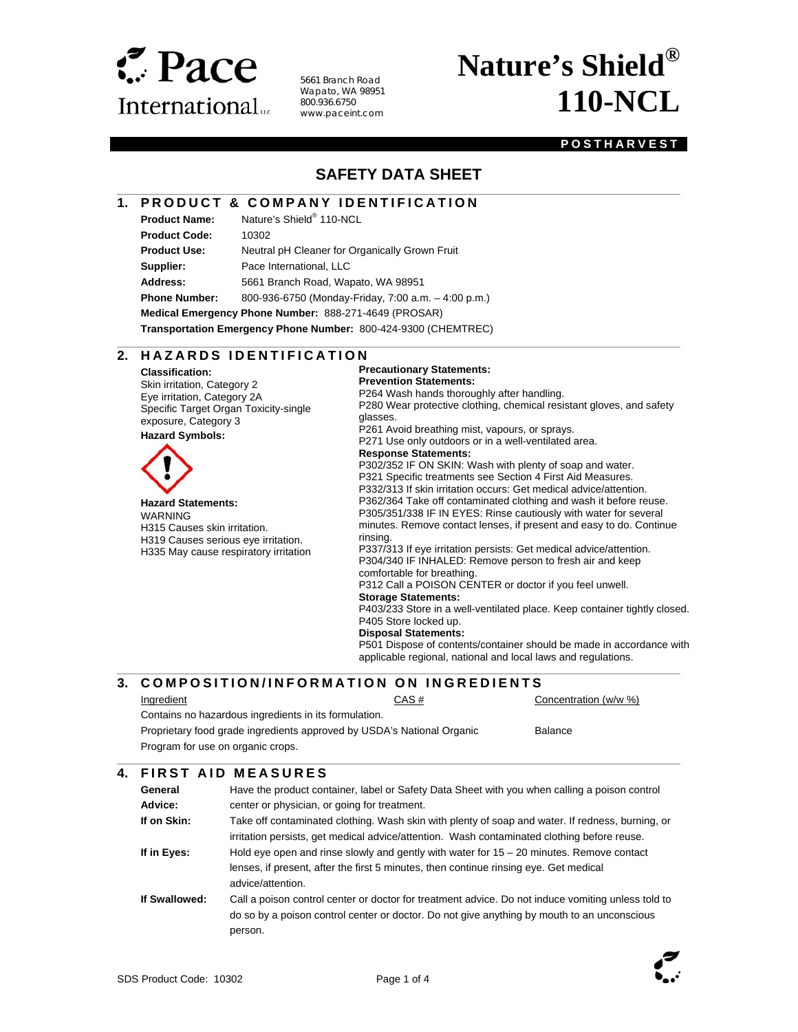Pace International LLC

5661 Branch Road
Wapato, WA 98951
800.936.6750
www.paceint.com

# Nature's Shield® 110-NCL

**POSTHARVEST**

## SAFETY DATA SHEET

### 1. PRODUCT & COMPANY IDENTIFICATION

**Product Name:** Nature's Shield® 110-NCL
**Product Code:** 10302
**Product Use:** Neutral pH Cleaner for Organically Grown Fruit
**Supplier:** Pace International, LLC
**Address:** 5661 Branch Road, Wapato, WA 98951
**Phone Number:** 800-936-6750 (Monday-Friday, 7:00 a.m. – 4:00 p.m.)
**Medical Emergency Phone Number:** 888-271-4649 (PROSAR)
**Transportation Emergency Phone Number:** 800-424-9300 (CHEMTREC)

### 2. HAZARDS IDENTIFICATION

**Classification:**
Skin irritation, Category 2
Eye irritation, Category 2A
Specific Target Organ Toxicity-single exposure, Category 3

**Hazard Symbols:**

**Hazard Statements:**
WARNING
H315 Causes skin irritation.
H319 Causes serious eye irritation.
H335 May cause respiratory irritation

**Precautionary Statements:**

**Prevention Statements:**
P264 Wash hands thoroughly after handling.
P280 Wear protective clothing, chemical resistant gloves, and safety glasses.
P261 Avoid breathing mist, vapours, or sprays.
P271 Use only outdoors or in a well-ventilated area.

**Response Statements:**
P302/352 IF ON SKIN: Wash with plenty of soap and water.
P321 Specific treatments see Section 4 First Aid Measures.
P332/313 If skin irritation occurs: Get medical advice/attention.
P362/364 Take off contaminated clothing and wash it before reuse.
P305/351/338 IF IN EYES: Rinse cautiously with water for several minutes. Remove contact lenses, if present and easy to do. Continue rinsing.
P337/313 If eye irritation persists: Get medical advice/attention.
P304/340 IF INHALED: Remove person to fresh air and keep comfortable for breathing.
P312 Call a POISON CENTER or doctor if you feel unwell.

**Storage Statements:**
P403/233 Store in a well-ventilated place. Keep container tightly closed.
P405 Store locked up.

**Disposal Statements:**
P501 Dispose of contents/container should be made in accordance with applicable regional, national and local laws and regulations.

### 3. COMPOSITION/INFORMATION ON INGREDIENTS

| Ingredient | CAS # | Concentration (w/w %) |
|---|---|---|
| Contains no hazardous ingredients in its formulation. | | |
| Proprietary food grade ingredients approved by USDA's National Organic Program for use on organic crops. | | Balance |

### 4. FIRST AID MEASURES

**General Advice:** Have the product container, label or Safety Data Sheet with you when calling a poison control center or physician, or going for treatment.

**If on Skin:** Take off contaminated clothing. Wash skin with plenty of soap and water. If redness, burning, or irritation persists, get medical advice/attention. Wash contaminated clothing before reuse.

**If in Eyes:** Hold eye open and rinse slowly and gently with water for 15 – 20 minutes. Remove contact lenses, if present, after the first 5 minutes, then continue rinsing eye. Get medical advice/attention.

**If Swallowed:** Call a poison control center or doctor for treatment advice. Do not induce vomiting unless told to do so by a poison control center or doctor. Do not give anything by mouth to an unconscious person.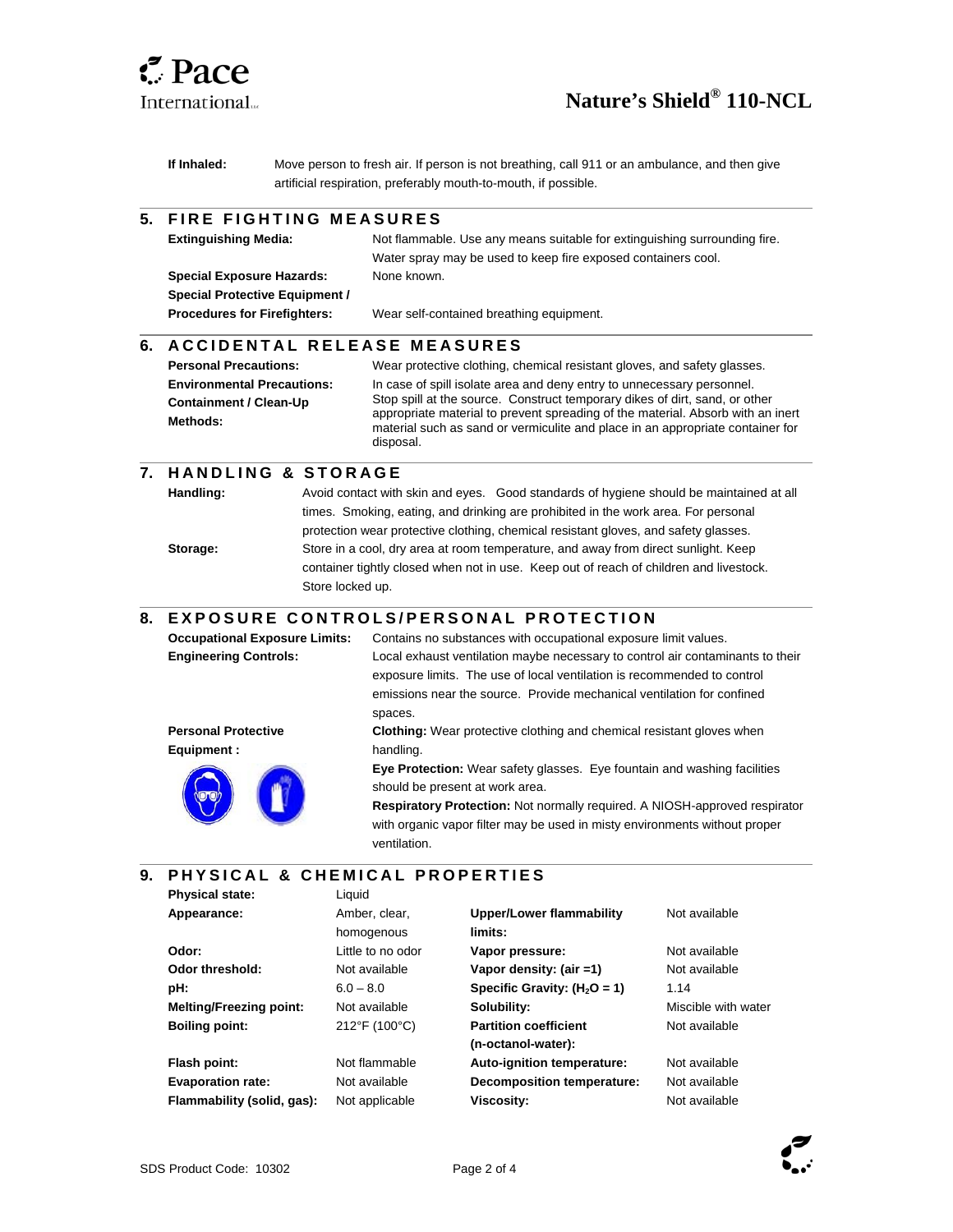**If Inhaled:** Move person to fresh air. If person is not breathing, call 911 or an ambulance, and then give artificial respiration, preferably mouth-to-mouth, if possible.

## 5. FIRE FIGHTING MEASURES

**Extinguishing Media:** Not flammable. Use any means suitable for extinguishing surrounding fire. Water spray may be used to keep fire exposed containers cool.

**Special Exposure Hazards:** None known.

**Special Protective Equipment / Procedures for Firefighters:** Wear self-contained breathing equipment.

## 6. ACCIDENTAL RELEASE MEASURES

**Personal Precautions:** Wear protective clothing, chemical resistant gloves, and safety glasses.

**Environmental Precautions: Containment / Clean-Up Methods:** In case of spill isolate area and deny entry to unnecessary personnel. Stop spill at the source. Construct temporary dikes of dirt, sand, or other appropriate material to prevent spreading of the material. Absorb with an inert material such as sand or vermiculite and place in an appropriate container for disposal.

## 7. HANDLING & STORAGE

**Handling:** Avoid contact with skin and eyes. Good standards of hygiene should be maintained at all times. Smoking, eating, and drinking are prohibited in the work area. For personal protection wear protective clothing, chemical resistant gloves, and safety glasses.

**Storage:** Store in a cool, dry area at room temperature, and away from direct sunlight. Keep container tightly closed when not in use. Keep out of reach of children and livestock. Store locked up.

## 8. EXPOSURE CONTROLS/PERSONAL PROTECTION

**Occupational Exposure Limits:** Contains no substances with occupational exposure limit values.

**Engineering Controls:** Local exhaust ventilation maybe necessary to control air contaminants to their exposure limits. The use of local ventilation is recommended to control emissions near the source. Provide mechanical ventilation for confined spaces.

**Personal Protective Equipment :**

**Clothing:** Wear protective clothing and chemical resistant gloves when handling.

**Eye Protection:** Wear safety glasses. Eye fountain and washing facilities should be present at work area.

**Respiratory Protection:** Not normally required. A NIOSH-approved respirator with organic vapor filter may be used in misty environments without proper ventilation.

## 9. PHYSICAL & CHEMICAL PROPERTIES

| Property | Value | Property | Value |
|---|---|---|---|
| **Physical state:** | Liquid | | |
| **Appearance:** | Amber, clear, homogenous | **Upper/Lower flammability limits:** | Not available |
| **Odor:** | Little to no odor | **Vapor pressure:** | Not available |
| **Odor threshold:** | Not available | **Vapor density: (air =1)** | Not available |
| **pH:** | 6.0 – 8.0 | **Specific Gravity: ($H_2O$ = 1)** | 1.14 |
| **Melting/Freezing point:** | Not available | **Solubility:** | Miscible with water |
| **Boiling point:** | 212°F (100°C) | **Partition coefficient (n-octanol-water):** | Not available |
| **Flash point:** | Not flammable | **Auto-ignition temperature:** | Not available |
| **Evaporation rate:** | Not available | **Decomposition temperature:** | Not available |
| **Flammability (solid, gas):** | Not applicable | **Viscosity:** | Not available |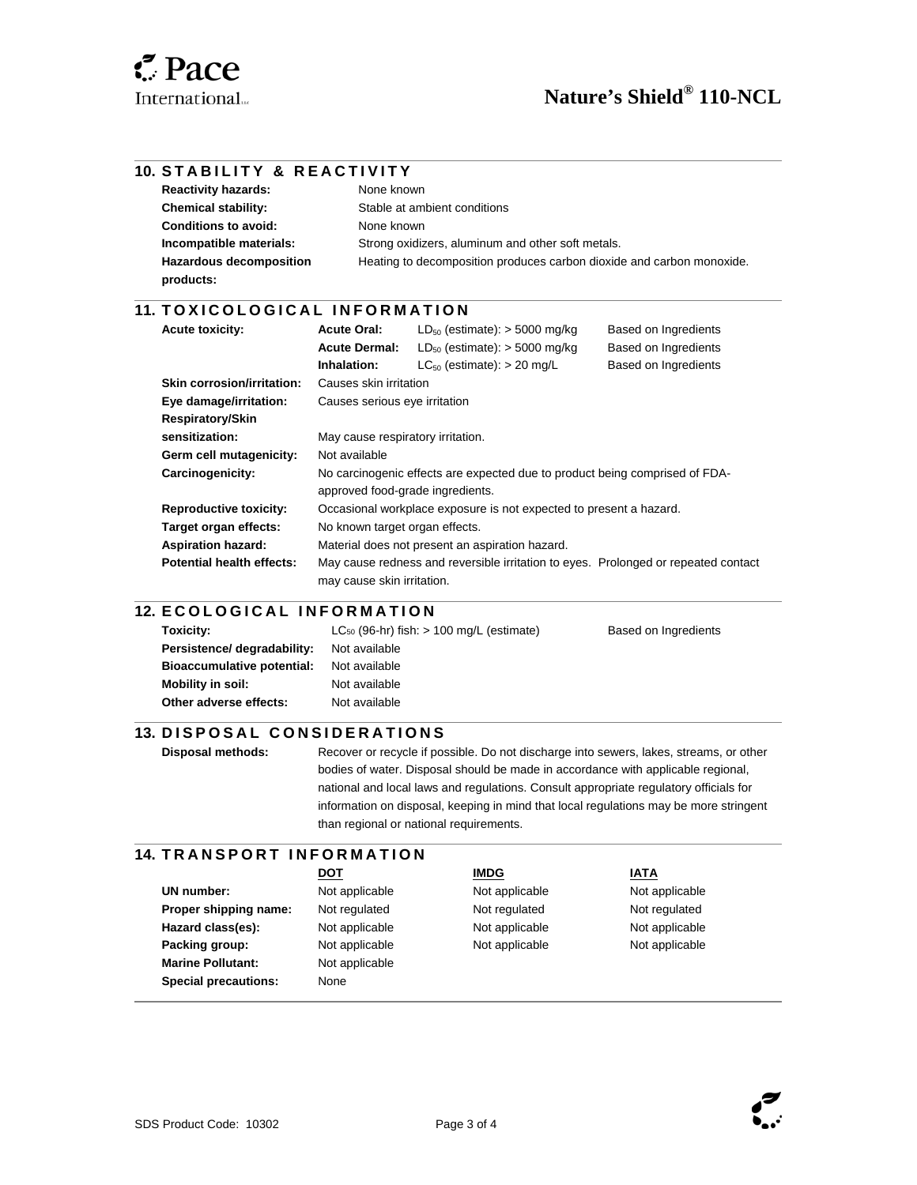## 10. STABILITY & REACTIVITY

| | |
|---|---|
| **Reactivity hazards:** | None known |
| **Chemical stability:** | Stable at ambient conditions |
| **Conditions to avoid:** | None known |
| **Incompatible materials:** | Strong oxidizers, aluminum and other soft metals. |
| **Hazardous decomposition products:** | Heating to decomposition produces carbon dioxide and carbon monoxide. |

## 11. TOXICOLOGICAL INFORMATION

| | | | |
|---|---|---|---|
| **Acute toxicity:** | **Acute Oral:** | $LD_{50}$ (estimate): > 5000 mg/kg | Based on Ingredients |
| | **Acute Dermal:** | $LD_{50}$ (estimate): > 5000 mg/kg | Based on Ingredients |
| | **Inhalation:** | $LC_{50}$ (estimate): > 20 mg/L | Based on Ingredients |

| | |
|---|---|
| **Skin corrosion/irritation:** | Causes skin irritation |
| **Eye damage/irritation:** | Causes serious eye irritation |
| **Respiratory/Skin sensitization:** | May cause respiratory irritation. |
| **Germ cell mutagenicity:** | Not available |
| **Carcinogenicity:** | No carcinogenic effects are expected due to product being comprised of FDA-approved food-grade ingredients. |
| **Reproductive toxicity:** | Occasional workplace exposure is not expected to present a hazard. |
| **Target organ effects:** | No known target organ effects. |
| **Aspiration hazard:** | Material does not present an aspiration hazard. |
| **Potential health effects:** | May cause redness and reversible irritation to eyes. Prolonged or repeated contact may cause skin irritation. |

## 12. ECOLOGICAL INFORMATION

| | | |
|---|---|---|
| **Toxicity:** | $LC_{50}$ (96-hr) fish: > 100 mg/L (estimate) | Based on Ingredients |
| **Persistence/ degradability:** | Not available | |
| **Bioaccumulative potential:** | Not available | |
| **Mobility in soil:** | Not available | |
| **Other adverse effects:** | Not available | |

## 13. DISPOSAL CONSIDERATIONS

**Disposal methods:** Recover or recycle if possible. Do not discharge into sewers, lakes, streams, or other bodies of water. Disposal should be made in accordance with applicable regional, national and local laws and regulations. Consult appropriate regulatory officials for information on disposal, keeping in mind that local regulations may be more stringent than regional or national requirements.

## 14. TRANSPORT INFORMATION

| | DOT | IMDG | IATA |
|---|---|---|---|
| **UN number:** | Not applicable | Not applicable | Not applicable |
| **Proper shipping name:** | Not regulated | Not regulated | Not regulated |
| **Hazard class(es):** | Not applicable | Not applicable | Not applicable |
| **Packing group:** | Not applicable | Not applicable | Not applicable |
| **Marine Pollutant:** | Not applicable | | |
| **Special precautions:** | None | | |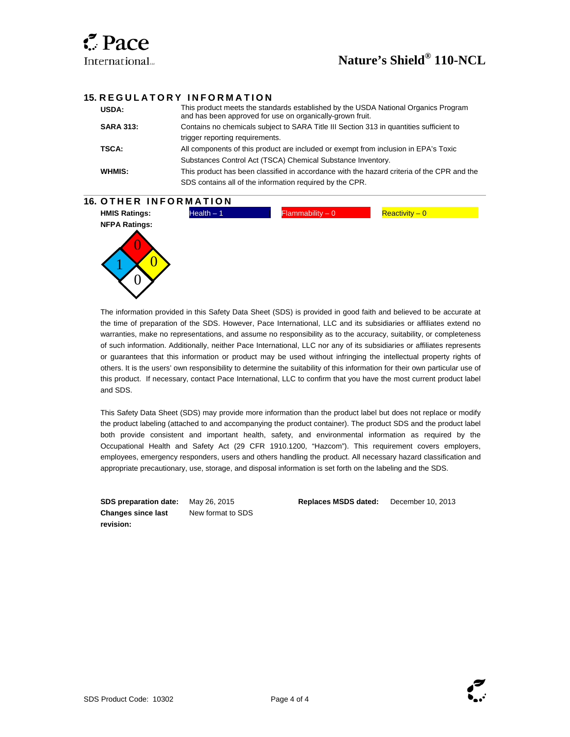## 15. REGULATORY INFORMATION

| | |
|---|---|
| **USDA:** | This product meets the standards established by the USDA National Organics Program and has been approved for use on organically-grown fruit. |
| **SARA 313:** | Contains no chemicals subject to SARA Title III Section 313 in quantities sufficient to trigger reporting requirements. |
| **TSCA:** | All components of this product are included or exempt from inclusion in EPA's Toxic Substances Control Act (TSCA) Chemical Substance Inventory. |
| **WHMIS:** | This product has been classified in accordance with the hazard criteria of the CPR and the SDS contains all of the information required by the CPR. |

## 16. OTHER INFORMATION

**HMIS Ratings:** Health – 1 | Flammability – 0 | Reactivity – 0

**NFPA Ratings:**

0
1
0
0

The information provided in this Safety Data Sheet (SDS) is provided in good faith and believed to be accurate at the time of preparation of the SDS. However, Pace International, LLC and its subsidiaries or affiliates extend no warranties, make no representations, and assume no responsibility as to the accuracy, suitability, or completeness of such information. Additionally, neither Pace International, LLC nor any of its subsidiaries or affiliates represents or guarantees that this information or product may be used without infringing the intellectual property rights of others. It is the users' own responsibility to determine the suitability of this information for their own particular use of this product. If necessary, contact Pace International, LLC to confirm that you have the most current product label and SDS.

This Safety Data Sheet (SDS) may provide more information than the product label but does not replace or modify the product labeling (attached to and accompanying the product container). The product SDS and the product label both provide consistent and important health, safety, and environmental information as required by the Occupational Health and Safety Act (29 CFR 1910.1200, "Hazcom"). This requirement covers employers, employees, emergency responders, users and others handling the product. All necessary hazard classification and appropriate precautionary, use, storage, and disposal information is set forth on the labeling and the SDS.

**SDS preparation date:** May 26, 2015 **Replaces MSDS dated:** December 10, 2013

**Changes since last revision:** New format to SDS

SDS Product Code: 10302